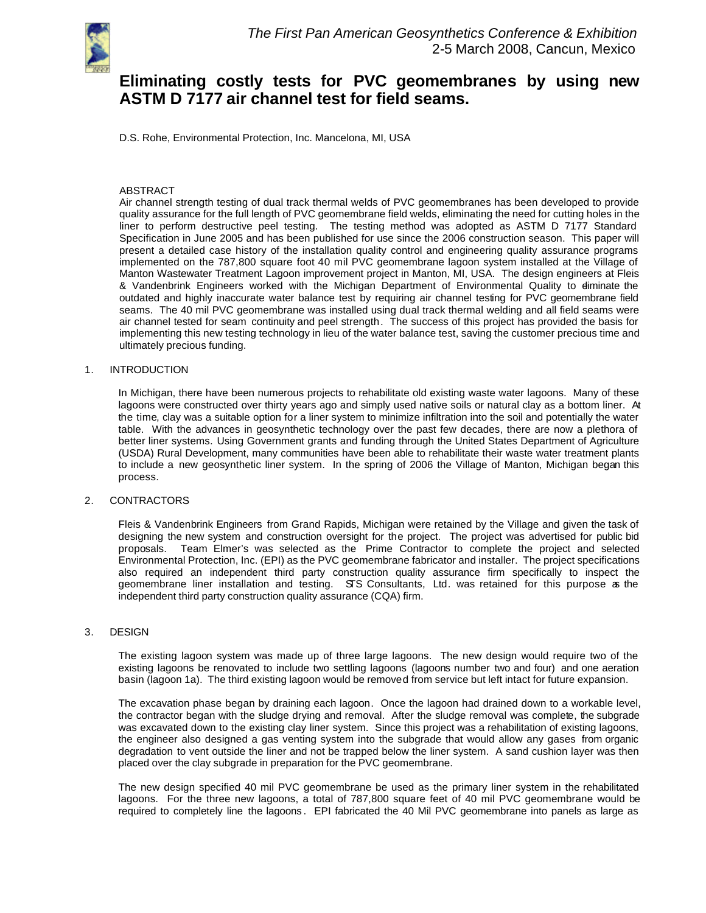# Eliminating costly tests for PVC geomembranes by using new ASTM D 7177 air channel test for field seams.

D.S. Rohe, Environmental Protection, Inc. Mancelona, MI, USA

ABSTRACT

Air channel strength testing of dual track thermal welds of PVC geomembranes has been developed to provide quality assurance for the full length of PVC geomembrane field welds, eliminating the need for cutting holes in the liner to perform destructive peel testing. The testing method was adopted as ASTM D 7177 Standard Specification in June 2005 and has been published for use since the 2006 construction season. This paper will present a detailed case history of the installation quality control and engineering quality assurance programs implemented on the 787,800 square foot 40 mil PVC geomembrane lagoon system installed at the Village of Manton Wastewater Treatment Lagoon improvement project in Manton, MI, USA. The design engineers at Fleis & Vandenbrink Engineers worked with the Michigan Department of Environmental Quality to eliminate the outdated and highly inaccurate water balance test by requiring air channel testing for PVC geomembrane field seams. The 40 mil PVC geomembrane was installed using dual track thermal welding and all field seams were air channel tested for seam continuity and peel strength. The success of this project has provided the basis for implementing this new testing technology in lieu of the water balance test, saving the customer precious time and ultimately precious funding.

## 1. INTRODUCTION

In Michigan, there have been numerous projects to rehabilitate old existing waste water lagoons. Many of these lagoons were constructed over thirty years ago and simply used native soils or natural clay as a bottom liner. At the time, clay was a suitable option for a liner system to minimize infiltration into the soil and potentially the water table. With the advances in geosynthetic technology over the past few decades, there are now a plethora of better liner systems. Using Government grants and funding through the United States Department of Agriculture (USDA) Rural Development, many communities have been able to rehabilitate their waste water treatment plants to include a new geosynthetic liner system. In the spring of 2006 the Village of Manton, Michigan began this process.

## 2. CONTRACTORS

Fleis & Vandenbrink Engineers from Grand Rapids, Michigan were retained by the Village and given the task of designing the new system and construction oversight for the project. The project was advertised for public bid proposals. Team Elmer's was selected as the Prime Contractor to complete the project and selected Environmental Protection, Inc. (EPI) as the PVC geomembrane fabricator and installer. The project specifications also required an independent third party construction quality assurance firm specifically to inspect the geomembrane liner installation and testing. STS Consultants, Ltd. was retained for this purpose as the independent third party construction quality assurance (CQA) firm.

## 3. DESIGN

The existing lagoon system was made up of three large lagoons. The new design would require two of the existing lagoons be renovated to include two settling lagoons (lagoons number two and four) and one aeration basin (lagoon 1a). The third existing lagoon would be removed from service but left intact for future expansion.

The excavation phase began by draining each lagoon. Once the lagoon had drained down to a workable level, the contractor began with the sludge drying and removal. After the sludge removal was complete, the subgrade was excavated down to the existing clay liner system. Since this project was a rehabilitation of existing lagoons, the engineer also designed a gas venting system into the subgrade that would allow any gases from organic degradation to vent outside the liner and not be trapped below the liner system. A sand cushion layer was then placed over the clay subgrade in preparation for the PVC geomembrane.

The new design specified 40 mil PVC geomembrane be used as the primary liner system in the rehabilitated lagoons. For the three new lagoons, a total of 787,800 square feet of 40 mil PVC geomembrane would be required to completely line the lagoons. EPI fabricated the 40 Mil PVC geomembrane into panels as large as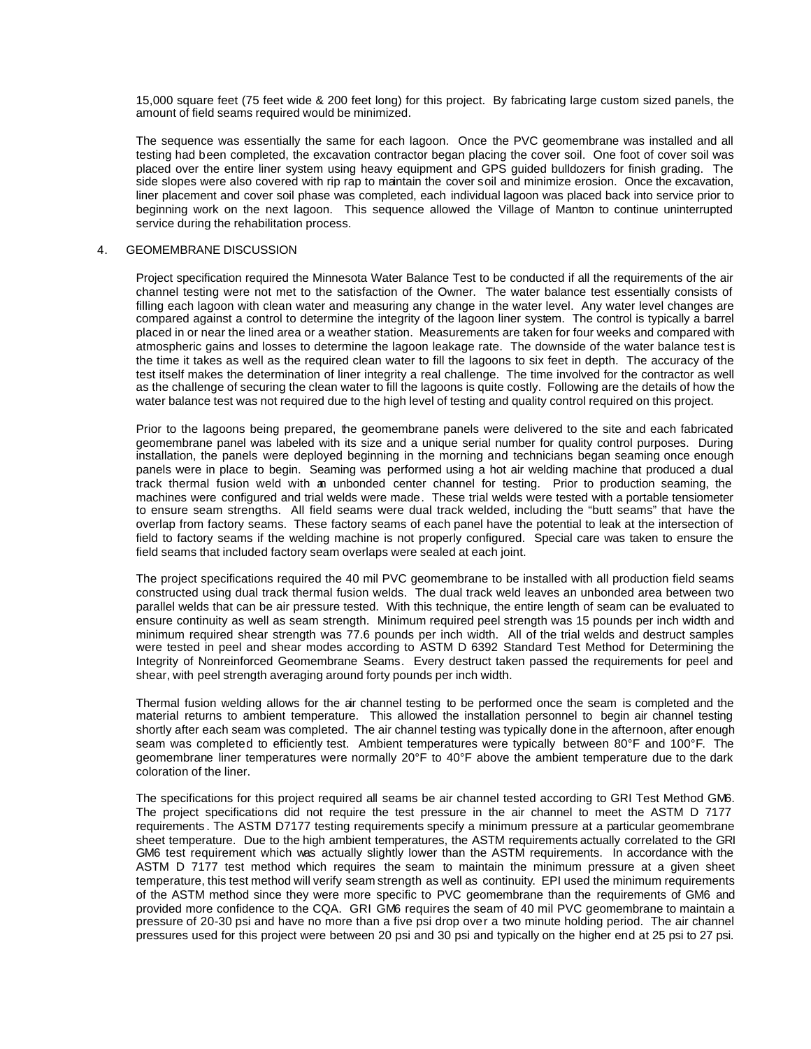15,000 square feet (75 feet wide & 200 feet long) for this project. By fabricating large custom sized panels, the amount of field seams required would be minimized.

The sequence was essentially the same for each lagoon. Once the PVC geomembrane was installed and all testing had been completed, the excavation contractor began placing the cover soil. One foot of cover soil was placed over the entire liner system using heavy equipment and GPS guided bulldozers for finish grading. The side slopes were also covered with rip rap to maintain the cover soil and minimize erosion. Once the excavation, liner placement and cover soil phase was completed, each individual lagoon was placed back into service prior to beginning work on the next lagoon. This sequence allowed the Village of Manton to continue uninterrupted service during the rehabilitation process.

## 4. GEOMEMBRANE DISCUSSION

Project specification required the Minnesota Water Balance Test to be conducted if all the requirements of the air channel testing were not met to the satisfaction of the Owner. The water balance test essentially consists of filling each lagoon with clean water and measuring any change in the water level. Any water level changes are compared against a control to determine the integrity of the lagoon liner system. The control is typically a barrel placed in or near the lined area or a weather station. Measurements are taken for four weeks and compared with atmospheric gains and losses to determine the lagoon leakage rate. The downside of the water balance test is the time it takes as well as the required clean water to fill the lagoons to six feet in depth. The accuracy of the test itself makes the determination of liner integrity a real challenge. The time involved for the contractor as well as the challenge of securing the clean water to fill the lagoons is quite costly. Following are the details of how the water balance test was not required due to the high level of testing and quality control required on this project.

Prior to the lagoons being prepared, the geomembrane panels were delivered to the site and each fabricated geomembrane panel was labeled with its size and a unique serial number for quality control purposes. During installation, the panels were deployed beginning in the morning and technicians began seaming once enough panels were in place to begin. Seaming was performed using a hot air welding machine that produced a dual track thermal fusion weld with an unbonded center channel for testing. Prior to production seaming, the machines were configured and trial welds were made. These trial welds were tested with a portable tensiometer to ensure seam strengths. All field seams were dual track welded, including the "butt seams" that have the overlap from factory seams. These factory seams of each panel have the potential to leak at the intersection of field to factory seams if the welding machine is not properly configured. Special care was taken to ensure the field seams that included factory seam overlaps were sealed at each joint.

The project specifications required the 40 mil PVC geomembrane to be installed with all production field seams constructed using dual track thermal fusion welds. The dual track weld leaves an unbonded area between two parallel welds that can be air pressure tested. With this technique, the entire length of seam can be evaluated to ensure continuity as well as seam strength. Minimum required peel strength was 15 pounds per inch width and minimum required shear strength was 77.6 pounds per inch width. All of the trial welds and destruct samples were tested in peel and shear modes according to ASTM D 6392 Standard Test Method for Determining the Integrity of Nonreinforced Geomembrane Seams. Every destruct taken passed the requirements for peel and shear, with peel strength averaging around forty pounds per inch width.

Thermal fusion welding allows for the air channel testing to be performed once the seam is completed and the material returns to ambient temperature. This allowed the installation personnel to begin air channel testing shortly after each seam was completed. The air channel testing was typically done in the afternoon, after enough seam was completed to efficiently test. Ambient temperatures were typically between 80°F and 100°F. The geomembrane liner temperatures were normally 20°F to 40°F above the ambient temperature due to the dark coloration of the liner.

The specifications for this project required all seams be air channel tested according to GRI Test Method GM6. The project specifications did not require the test pressure in the air channel to meet the ASTM D 7177 requirements. The ASTM D7177 testing requirements specify a minimum pressure at a particular geomembrane sheet temperature. Due to the high ambient temperatures, the ASTM requirements actually correlated to the GRI GM6 test requirement which was actually slightly lower than the ASTM requirements. In accordance with the ASTM D 7177 test method which requires the seam to maintain the minimum pressure at a given sheet temperature, this test method will verify seam strength as well as continuity. EPI used the minimum requirements of the ASTM method since they were more specific to PVC geomembrane than the requirements of GM6 and provided more confidence to the CQA. GRI GM6 requires the seam of 40 mil PVC geomembrane to maintain a pressure of 20-30 psi and have no more than a five psi drop over a two minute holding period. The air channel pressures used for this project were between 20 psi and 30 psi and typically on the higher end at 25 psi to 27 psi.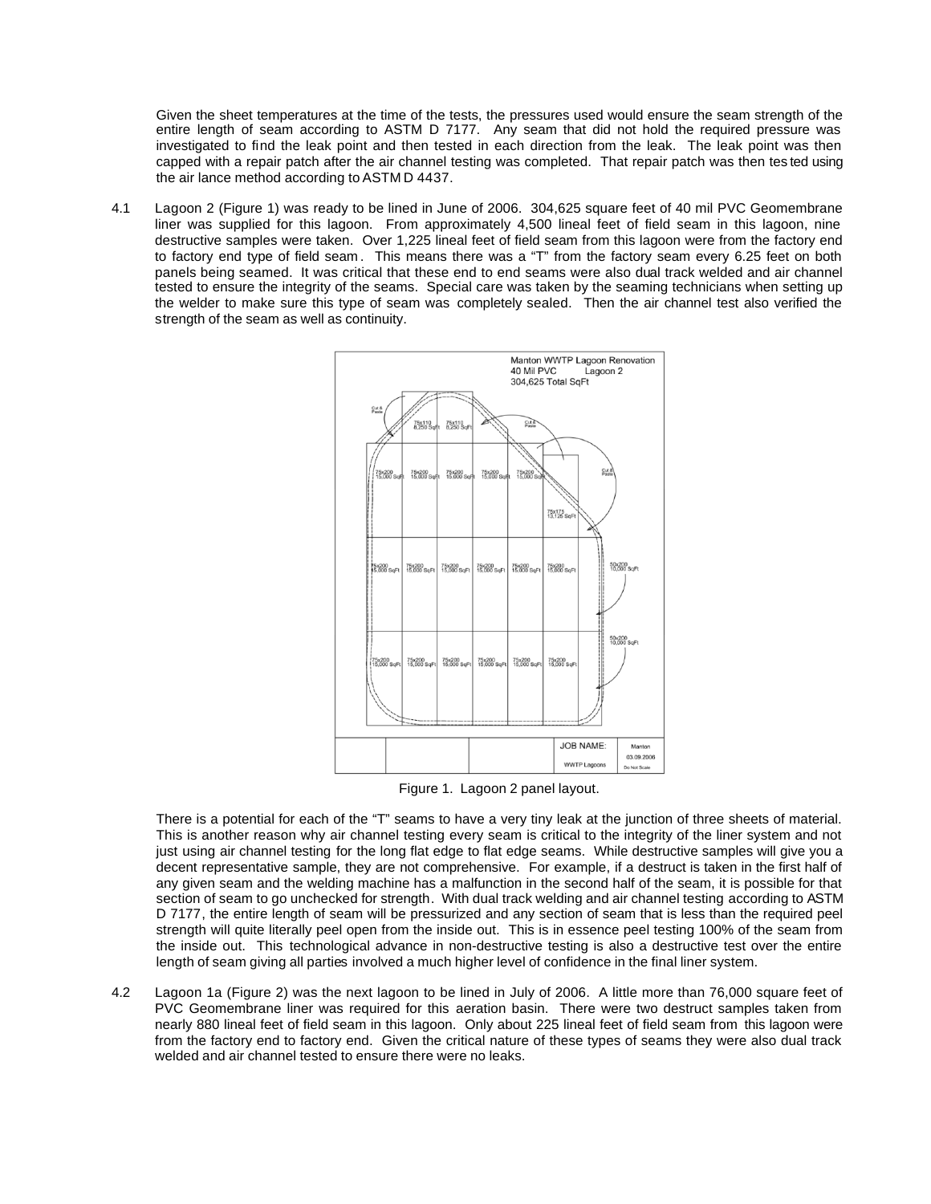Given the sheet temperatures at the time of the tests, the pressures used would ensure the seam strength of the entire length of seam according to ASTM D 7177. Any seam that did not hold the required pressure was investigated to find the leak point and then tested in each direction from the leak. The leak point was then capped with a repair patch after the air channel testing was completed. That repair patch was then tested using the air lance method according to ASTM D 4437.

4.1 Lagoon 2 (Figure 1) was ready to be lined in June of 2006. 304,625 square feet of 40 mil PVC Geomembrane liner was supplied for this lagoon. From approximately 4,500 lineal feet of field seam in this lagoon, nine destructive samples were taken. Over 1,225 lineal feet of field seam from this lagoon were from the factory end to factory end type of field seam. This means there was a "T" from the factory seam every 6.25 feet on both panels being seamed. It was critical that these end to end seams were also dual track welded and air channel tested to ensure the integrity of the seams. Special care was taken by the seaming technicians when setting up the welder to make sure this type of seam was completely sealed. Then the air channel test also verified the strength of the seam as well as continuity.

Figure 1. Lagoon 2 panel layout.

There is a potential for each of the "T" seams to have a very tiny leak at the junction of three sheets of material. This is another reason why air channel testing every seam is critical to the integrity of the liner system and not just using air channel testing for the long flat edge to flat edge seams. While destructive samples will give you a decent representative sample, they are not comprehensive. For example, if a destruct is taken in the first half of any given seam and the welding machine has a malfunction in the second half of the seam, it is possible for that section of seam to go unchecked for strength. With dual track welding and air channel testing according to ASTM D 7177, the entire length of seam will be pressurized and any section of seam that is less than the required peel strength will quite literally peel open from the inside out. This is in essence peel testing 100% of the seam from the inside out. This technological advance in non-destructive testing is also a destructive test over the entire length of seam giving all parties involved a much higher level of confidence in the final liner system.

4.2 Lagoon 1a (Figure 2) was the next lagoon to be lined in July of 2006. A little more than 76,000 square feet of PVC Geomembrane liner was required for this aeration basin. There were two destruct samples taken from nearly 880 lineal feet of field seam in this lagoon. Only about 225 lineal feet of field seam from this lagoon were from the factory end to factory end. Given the critical nature of these types of seams they were also dual track welded and air channel tested to ensure there were no leaks.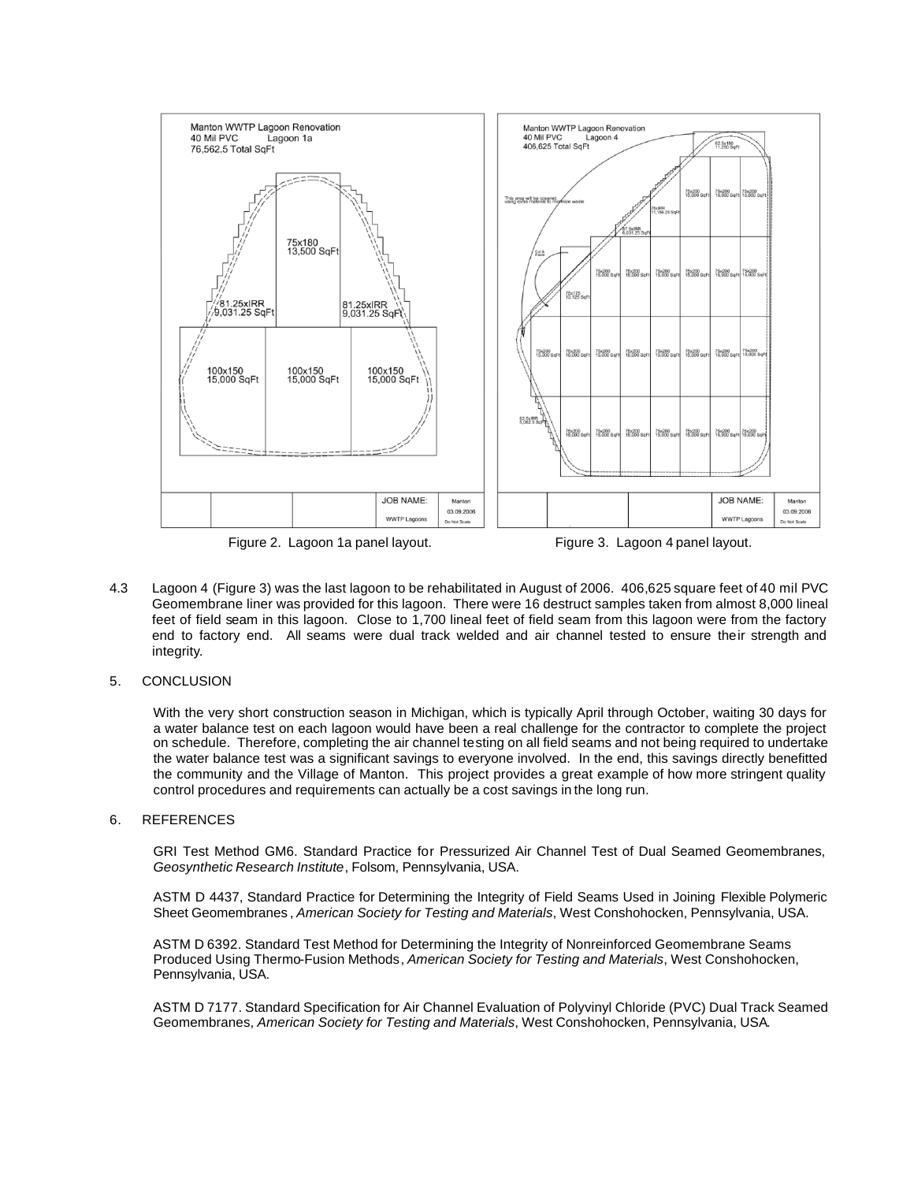Manton WWTP Lagoon Renovation
40 Mil PVC Lagoon 1a
76,562.5 Total SqFt

75x180
13,500 SqFt

81.25xIRR
9,031.25 SqFt

81.25xIRR
9,031.25 SqFt

100x150
15,000 SqFt

100x150
15,000 SqFt

100x150
15,000 SqFt

JOB NAME: Manton
WWTP Lagoons
03.09.2006
Do Not Scale

Figure 2. Lagoon 1a panel layout.

Manton WWTP Lagoon Renovation
40 Mil PVC Lagoon 4
406,625 Total SqFt

This area will be covered using extra material to minimize waste

JOB NAME: Manton
WWTP Lagoons
03.09.2006
Do Not Scale

Figure 3. Lagoon 4 panel layout.

4.3 Lagoon 4 (Figure 3) was the last lagoon to be rehabilitated in August of 2006. 406,625 square feet of 40 mil PVC Geomembrane liner was provided for this lagoon. There were 16 destruct samples taken from almost 8,000 lineal feet of field seam in this lagoon. Close to 1,700 lineal feet of field seam from this lagoon were from the factory end to factory end. All seams were dual track welded and air channel tested to ensure their strength and integrity.

## 5. CONCLUSION

With the very short construction season in Michigan, which is typically April through October, waiting 30 days for a water balance test on each lagoon would have been a real challenge for the contractor to complete the project on schedule. Therefore, completing the air channel testing on all field seams and not being required to undertake the water balance test was a significant savings to everyone involved. In the end, this savings directly benefitted the community and the Village of Manton. This project provides a great example of how more stringent quality control procedures and requirements can actually be a cost savings in the long run.

## 6. REFERENCES

GRI Test Method GM6. Standard Practice for Pressurized Air Channel Test of Dual Seamed Geomembranes, *Geosynthetic Research Institute*, Folsom, Pennsylvania, USA.

ASTM D 4437, Standard Practice for Determining the Integrity of Field Seams Used in Joining Flexible Polymeric Sheet Geomembranes, *American Society for Testing and Materials*, West Conshohocken, Pennsylvania, USA.

ASTM D 6392. Standard Test Method for Determining the Integrity of Nonreinforced Geomembrane Seams Produced Using Thermo-Fusion Methods, *American Society for Testing and Materials*, West Conshohocken, Pennsylvania, USA.

ASTM D 7177. Standard Specification for Air Channel Evaluation of Polyvinyl Chloride (PVC) Dual Track Seamed Geomembranes, *American Society for Testing and Materials*, West Conshohocken, Pennsylvania, USA.